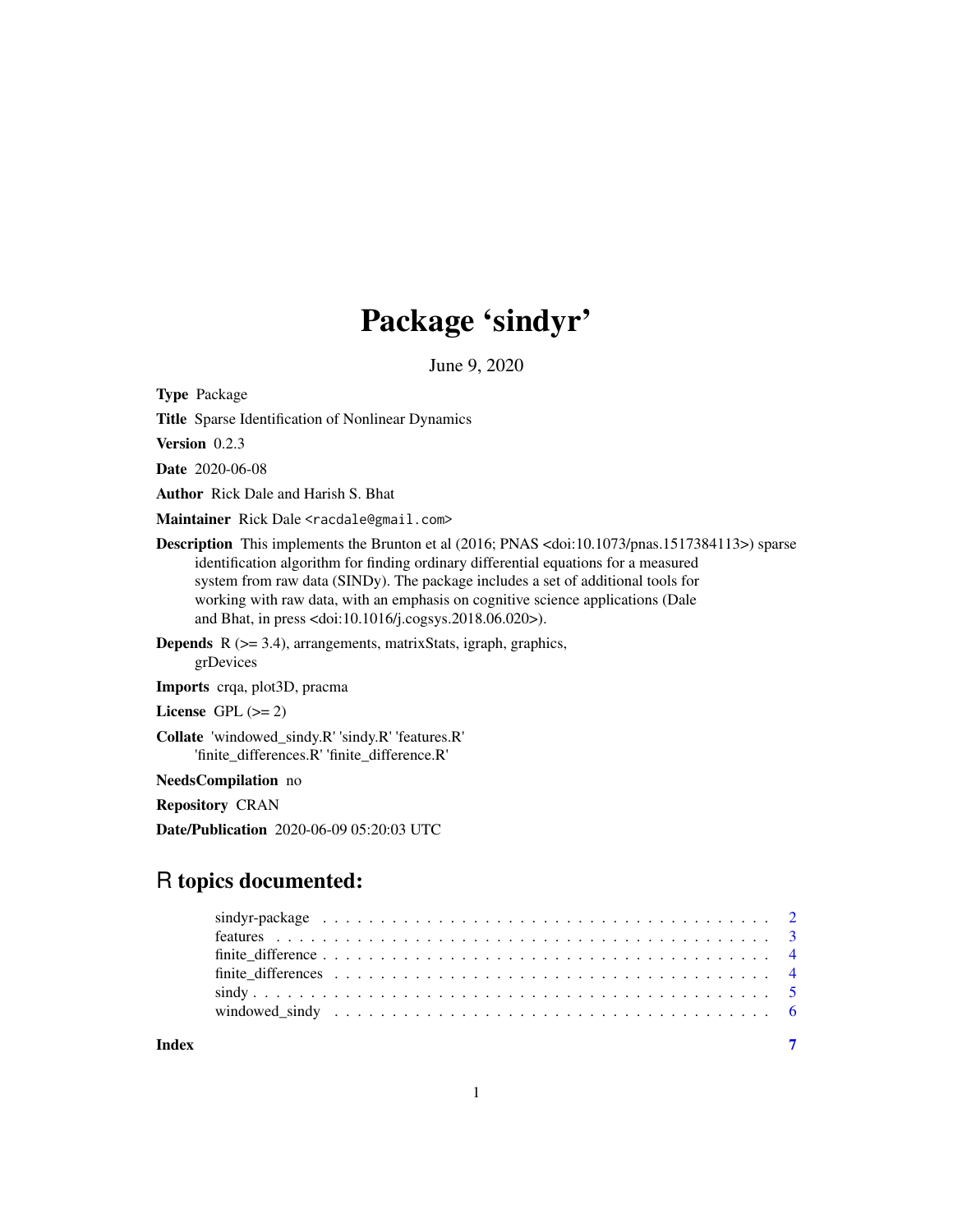# Package 'sindyr'

June 9, 2020

**Type** Package

**Title** Sparse Identification of Nonlinear Dynamics

**Version** 0.2.3

**Date** 2020-06-08

**Author** Rick Dale and Harish S. Bhat

**Maintainer** Rick Dale <racdale@gmail.com>

**Description** This implements the Brunton et al (2016; PNAS <doi:10.1073/pnas.1517384113>) sparse identification algorithm for finding ordinary differential equations for a measured system from raw data (SINDy). The package includes a set of additional tools for working with raw data, with an emphasis on cognitive science applications (Dale and Bhat, in press <doi:10.1016/j.cogsys.2018.06.020>).

**Depends** R (>= 3.4), arrangements, matrixStats, igraph, graphics, grDevices

**Imports** crqa, plot3D, pracma

**License** GPL (>= 2)

**Collate** 'windowed_sindy.R' 'sindy.R' 'features.R' 'finite_differences.R' 'finite_difference.R'

**NeedsCompilation** no

**Repository** CRAN

**Date/Publication** 2020-06-09 05:20:03 UTC

## R topics documented:

- sindyr-package . . . . . . . . . . . . . . . . . . . . . . . . . . . . . . . . . . . . . 2
- features . . . . . . . . . . . . . . . . . . . . . . . . . . . . . . . . . . . . . . . . . 3
- finite_difference . . . . . . . . . . . . . . . . . . . . . . . . . . . . . . . . . . . . 4
- finite_differences . . . . . . . . . . . . . . . . . . . . . . . . . . . . . . . . . . . 4
- sindy . . . . . . . . . . . . . . . . . . . . . . . . . . . . . . . . . . . . . . . . . . 5
- windowed_sindy . . . . . . . . . . . . . . . . . . . . . . . . . . . . . . . . . . . . 6

**Index** 7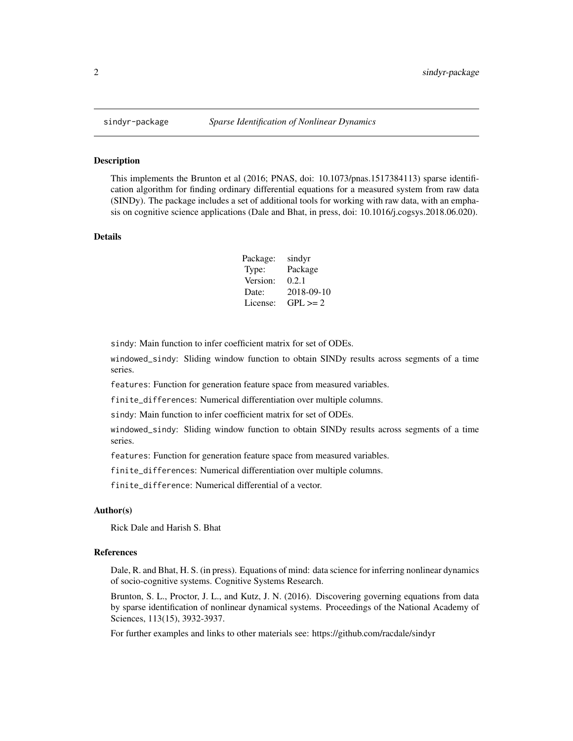# sindyr-package — *Sparse Identification of Nonlinear Dynamics*

## Description

This implements the Brunton et al (2016; PNAS, doi: 10.1073/pnas.1517384113) sparse identification algorithm for finding ordinary differential equations for a measured system from raw data (SINDy). The package includes a set of additional tools for working with raw data, with an emphasis on cognitive science applications (Dale and Bhat, in press, doi: 10.1016/j.cogsys.2018.06.020).

## Details

| | |
|---|---|
| Package: | sindyr |
| Type: | Package |
| Version: | 0.2.1 |
| Date: | 2018-09-10 |
| License: | GPL >= 2 |

`sindy`: Main function to infer coefficient matrix for set of ODEs.

`windowed_sindy`: Sliding window function to obtain SINDy results across segments of a time series.

`features`: Function for generation feature space from measured variables.

`finite_differences`: Numerical differentiation over multiple columns.

`sindy`: Main function to infer coefficient matrix for set of ODEs.

`windowed_sindy`: Sliding window function to obtain SINDy results across segments of a time series.

`features`: Function for generation feature space from measured variables.

`finite_differences`: Numerical differentiation over multiple columns.

`finite_difference`: Numerical differential of a vector.

## Author(s)

Rick Dale and Harish S. Bhat

## References

Dale, R. and Bhat, H. S. (in press). Equations of mind: data science for inferring nonlinear dynamics of socio-cognitive systems. Cognitive Systems Research.

Brunton, S. L., Proctor, J. L., and Kutz, J. N. (2016). Discovering governing equations from data by sparse identification of nonlinear dynamical systems. Proceedings of the National Academy of Sciences, 113(15), 3932-3937.

For further examples and links to other materials see: https://github.com/racdale/sindyr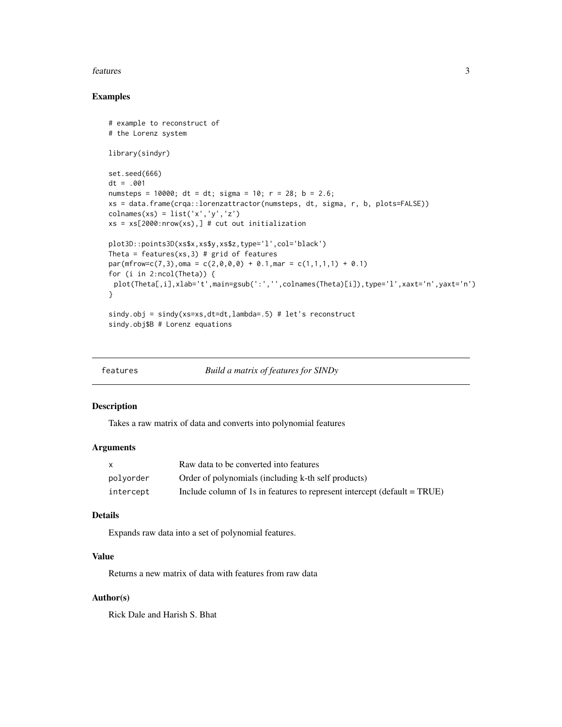### Examples

```
# example to reconstruct of
# the Lorenz system

library(sindyr)

set.seed(666)
dt = .001
numsteps = 10000; dt = dt; sigma = 10; r = 28; b = 2.6;
xs = data.frame(crqa::lorenzattractor(numsteps, dt, sigma, r, b, plots=FALSE))
colnames(xs) = list('x','y','z')
xs = xs[2000:nrow(xs),] # cut out initialization

plot3D::points3D(xs$x,xs$y,xs$z,type='l',col='black')
Theta = features(xs,3) # grid of features
par(mfrow=c(7,3),oma = c(2,0,0,0) + 0.1,mar = c(1,1,1,1) + 0.1)
for (i in 2:ncol(Theta)) {
 plot(Theta[,i],xlab='t',main=gsub(':','',colnames(Theta)[i]),type='l',xaxt='n',yaxt='n')
}

sindy.obj = sindy(xs=xs,dt=dt,lambda=.5) # let's reconstruct
sindy.obj$B # Lorenz equations
```

---

## features — *Build a matrix of features for SINDy*

### Description

Takes a raw matrix of data and converts into polynomial features

### Arguments

| | |
|---|---|
| `x` | Raw data to be converted into features |
| `polyorder` | Order of polynomials (including k-th self products) |
| `intercept` | Include column of 1s in features to represent intercept (default = TRUE) |

### Details

Expands raw data into a set of polynomial features.

### Value

Returns a new matrix of data with features from raw data

### Author(s)

Rick Dale and Harish S. Bhat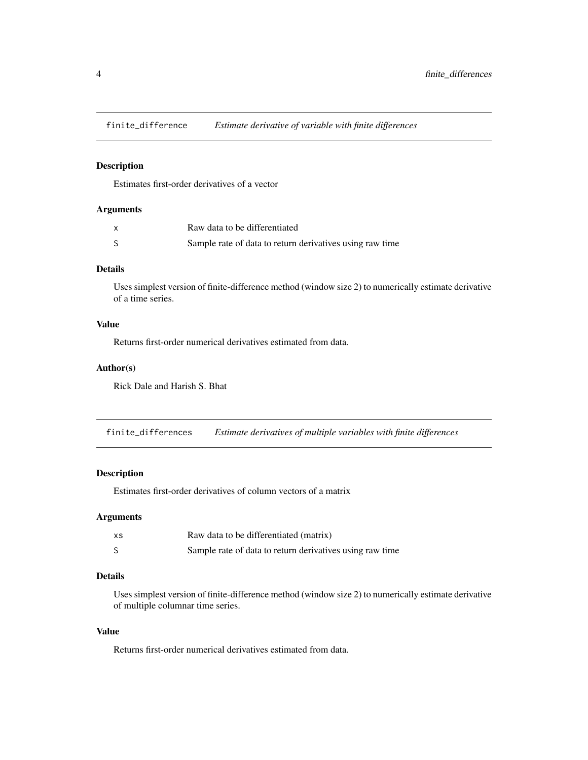## finite_difference — *Estimate derivative of variable with finite differences*

### Description

Estimates first-order derivatives of a vector

### Arguments

| | |
|---|---|
| `x` | Raw data to be differentiated |
| `S` | Sample rate of data to return derivatives using raw time |

### Details

Uses simplest version of finite-difference method (window size 2) to numerically estimate derivative of a time series.

### Value

Returns first-order numerical derivatives estimated from data.

### Author(s)

Rick Dale and Harish S. Bhat

## finite_differences — *Estimate derivatives of multiple variables with finite differences*

### Description

Estimates first-order derivatives of column vectors of a matrix

### Arguments

| | |
|---|---|
| `xs` | Raw data to be differentiated (matrix) |
| `S` | Sample rate of data to return derivatives using raw time |

### Details

Uses simplest version of finite-difference method (window size 2) to numerically estimate derivative of multiple columnar time series.

### Value

Returns first-order numerical derivatives estimated from data.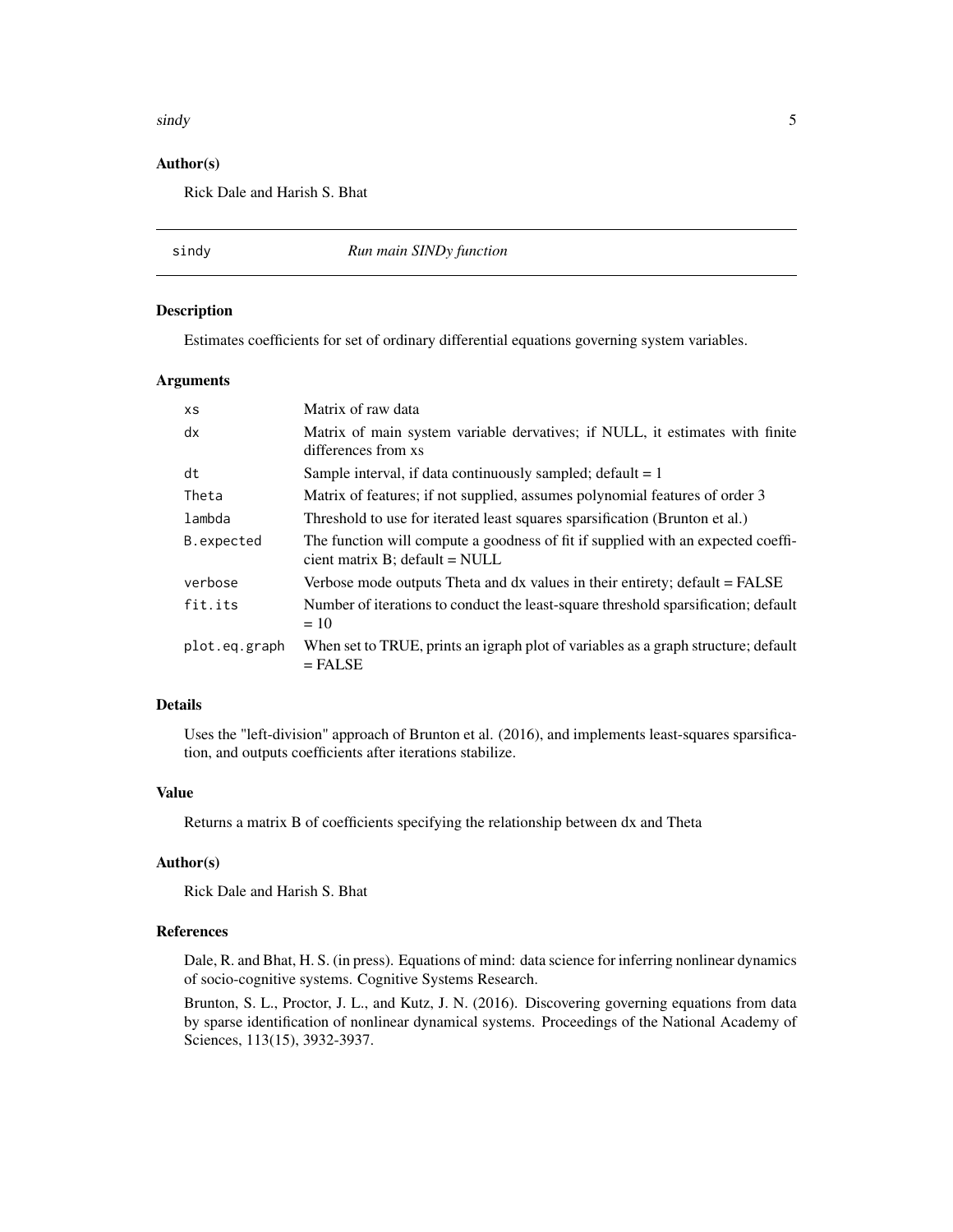### Author(s)

Rick Dale and Harish S. Bhat

---

## sindy — *Run main SINDy function*

---

### Description

Estimates coefficients for set of ordinary differential equations governing system variables.

### Arguments

| | |
|---|---|
| `xs` | Matrix of raw data |
| `dx` | Matrix of main system variable dervatives; if NULL, it estimates with finite differences from xs |
| `dt` | Sample interval, if data continuously sampled; default = 1 |
| `Theta` | Matrix of features; if not supplied, assumes polynomial features of order 3 |
| `lambda` | Threshold to use for iterated least squares sparsification (Brunton et al.) |
| `B.expected` | The function will compute a goodness of fit if supplied with an expected coefficient matrix B; default = NULL |
| `verbose` | Verbose mode outputs Theta and dx values in their entirety; default = FALSE |
| `fit.its` | Number of iterations to conduct the least-square threshold sparsification; default = 10 |
| `plot.eq.graph` | When set to TRUE, prints an igraph plot of variables as a graph structure; default = FALSE |

### Details

Uses the "left-division" approach of Brunton et al. (2016), and implements least-squares sparsification, and outputs coefficients after iterations stabilize.

### Value

Returns a matrix B of coefficients specifying the relationship between dx and Theta

### Author(s)

Rick Dale and Harish S. Bhat

### References

Dale, R. and Bhat, H. S. (in press). Equations of mind: data science for inferring nonlinear dynamics of socio-cognitive systems. Cognitive Systems Research.

Brunton, S. L., Proctor, J. L., and Kutz, J. N. (2016). Discovering governing equations from data by sparse identification of nonlinear dynamical systems. Proceedings of the National Academy of Sciences, 113(15), 3932-3937.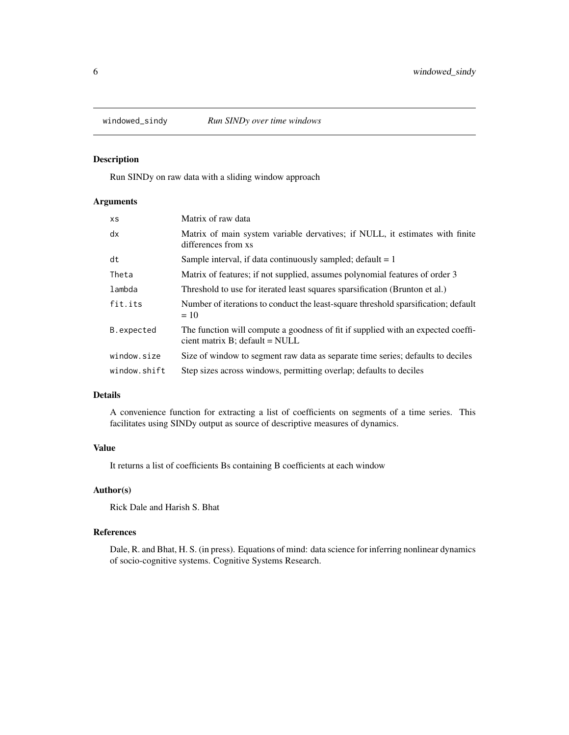## windowed_sindy — *Run SINDy over time windows*

### Description

Run SINDy on raw data with a sliding window approach

### Arguments

| | |
|---|---|
| `xs` | Matrix of raw data |
| `dx` | Matrix of main system variable dervatives; if NULL, it estimates with finite differences from xs |
| `dt` | Sample interval, if data continuously sampled; default = 1 |
| `Theta` | Matrix of features; if not supplied, assumes polynomial features of order 3 |
| `lambda` | Threshold to use for iterated least squares sparsification (Brunton et al.) |
| `fit.its` | Number of iterations to conduct the least-square threshold sparsification; default = 10 |
| `B.expected` | The function will compute a goodness of fit if supplied with an expected coefficient matrix B; default = NULL |
| `window.size` | Size of window to segment raw data as separate time series; defaults to deciles |
| `window.shift` | Step sizes across windows, permitting overlap; defaults to deciles |

### Details

A convenience function for extracting a list of coefficients on segments of a time series. This facilitates using SINDy output as source of descriptive measures of dynamics.

### Value

It returns a list of coefficients Bs containing B coefficients at each window

### Author(s)

Rick Dale and Harish S. Bhat

### References

Dale, R. and Bhat, H. S. (in press). Equations of mind: data science for inferring nonlinear dynamics of socio-cognitive systems. Cognitive Systems Research.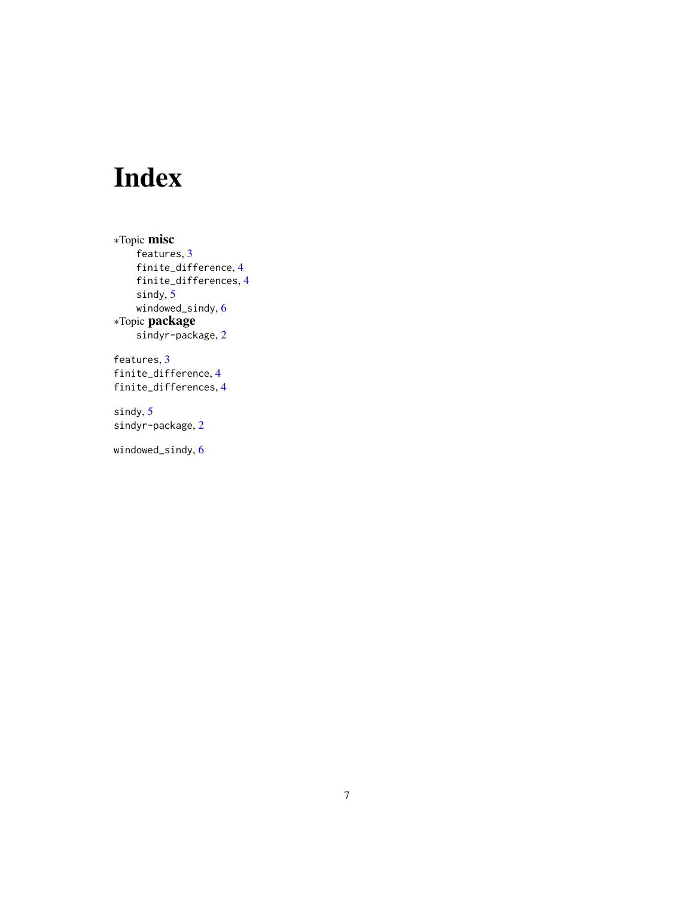# Index

∗Topic **misc**

- features, 3
- finite_difference, 4
- finite_differences, 4
- sindy, 5
- windowed_sindy, 6

∗Topic **package**

- sindyr-package, 2

features, 3
finite_difference, 4
finite_differences, 4

sindy, 5
sindyr-package, 2

windowed_sindy, 6